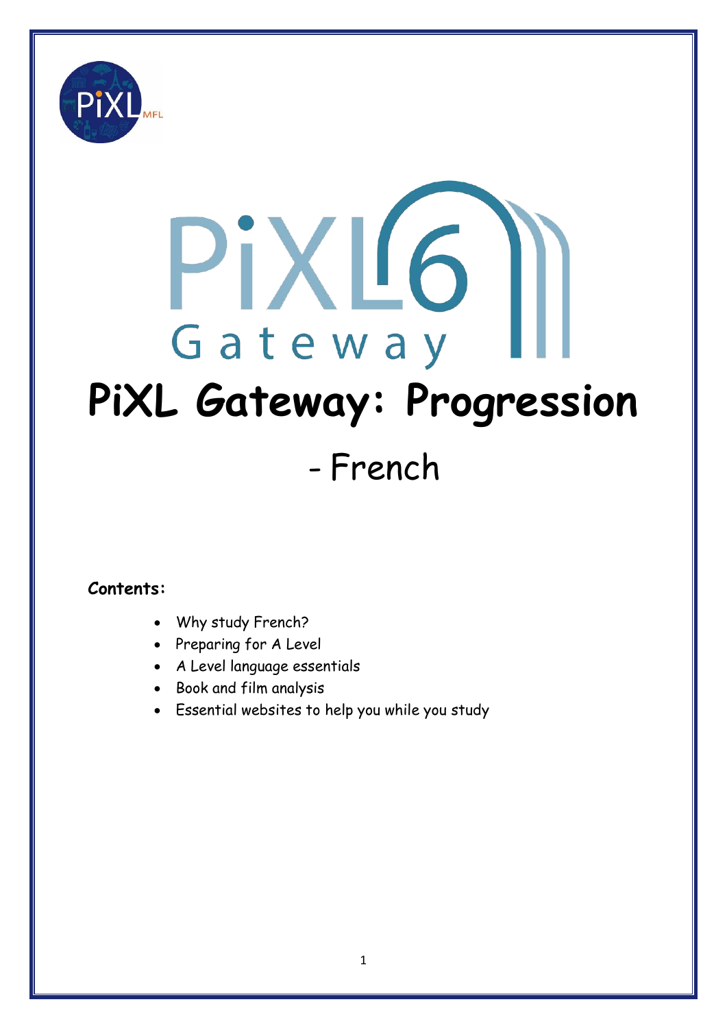# PiXL Gateway: Progression

## - French

**Contents:**

- Why study French?
- Preparing for A Level
- A Level language essentials
- Book and film analysis
- Essential websites to help you while you study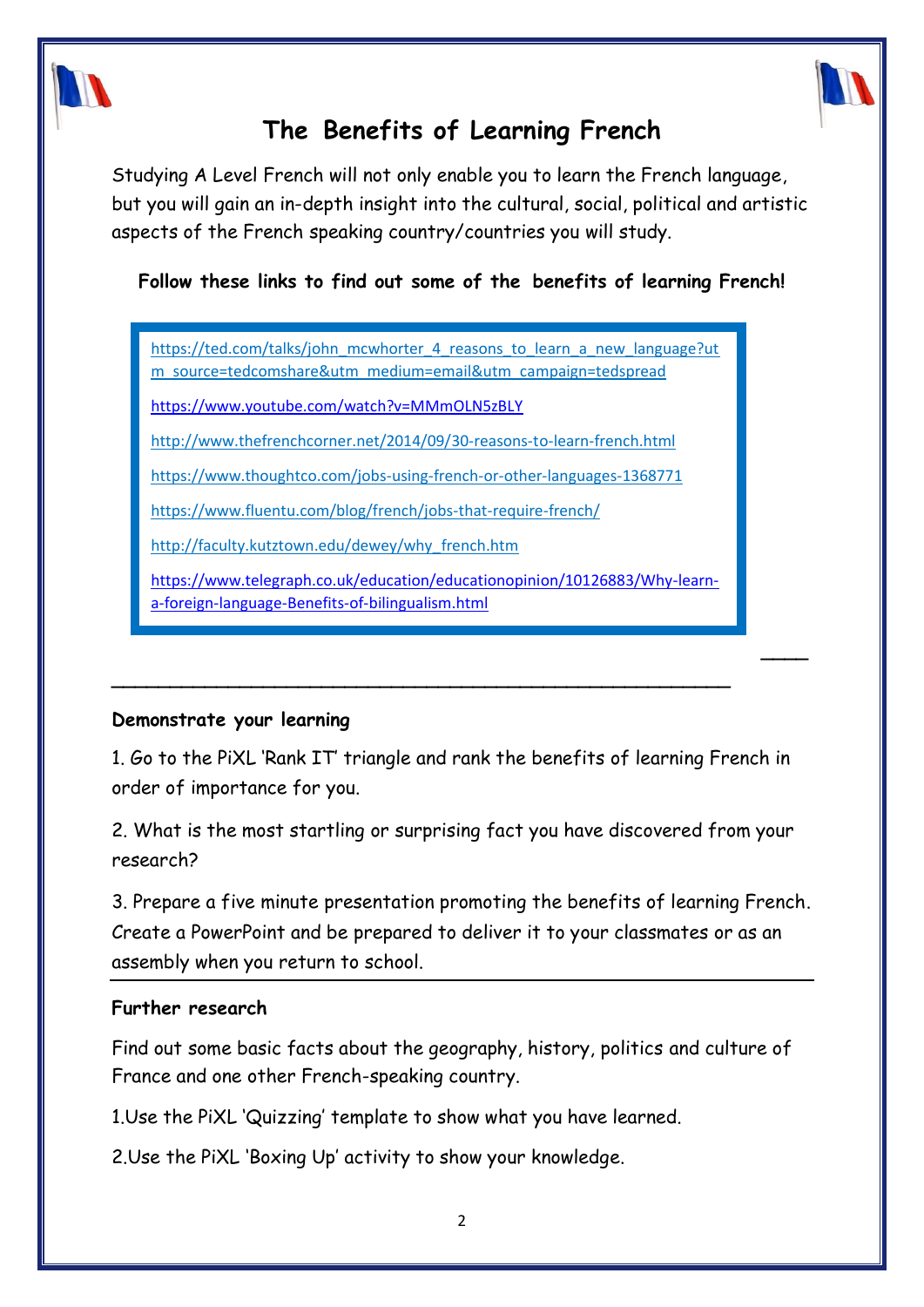# The Benefits of Learning French

Studying A Level French will not only enable you to learn the French language, but you will gain an in-depth insight into the cultural, social, political and artistic aspects of the French speaking country/countries you will study.

**Follow these links to find out some of the benefits of learning French!**

https://ted.com/talks/john_mcwhorter_4_reasons_to_learn_a_new_language?utm_source=tedcomshare&utm_medium=email&utm_campaign=tedspread

https://www.youtube.com/watch?v=MMmOLN5zBLY

http://www.thefrenchcorner.net/2014/09/30-reasons-to-learn-french.html

https://www.thoughtco.com/jobs-using-french-or-other-languages-1368771

https://www.fluentu.com/blog/french/jobs-that-require-french/

http://faculty.kutztown.edu/dewey/why_french.htm

https://www.telegraph.co.uk/education/educationopinion/10126883/Why-learn-a-foreign-language-Benefits-of-bilingualism.html

---

**Demonstrate your learning**

1. Go to the PiXL 'Rank IT' triangle and rank the benefits of learning French in order of importance for you.

2. What is the most startling or surprising fact you have discovered from your research?

3. Prepare a five minute presentation promoting the benefits of learning French. Create a PowerPoint and be prepared to deliver it to your classmates or as an assembly when you return to school.

---

**Further research**

Find out some basic facts about the geography, history, politics and culture of France and one other French-speaking country.

1.Use the PiXL 'Quizzing' template to show what you have learned.

2.Use the PiXL 'Boxing Up' activity to show your knowledge.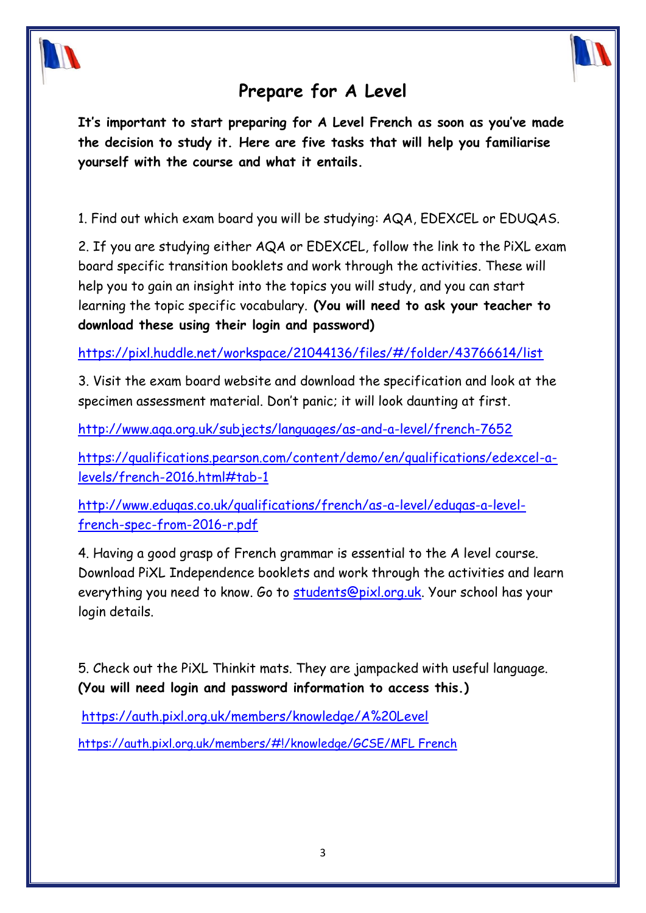# Prepare for A Level

**It's important to start preparing for A Level French as soon as you've made the decision to study it. Here are five tasks that will help you familiarise yourself with the course and what it entails.**

1. Find out which exam board you will be studying: AQA, EDEXCEL or EDUQAS.

2. If you are studying either AQA or EDEXCEL, follow the link to the PiXL exam board specific transition booklets and work through the activities. These will help you to gain an insight into the topics you will study, and you can start learning the topic specific vocabulary. **(You will need to ask your teacher to download these using their login and password)**

https://pixl.huddle.net/workspace/21044136/files/#/folder/43766614/list

3. Visit the exam board website and download the specification and look at the specimen assessment material. Don't panic; it will look daunting at first.

http://www.aqa.org.uk/subjects/languages/as-and-a-level/french-7652

https://qualifications.pearson.com/content/demo/en/qualifications/edexcel-a-levels/french-2016.html#tab-1

http://www.eduqas.co.uk/qualifications/french/as-a-level/eduqas-a-level-french-spec-from-2016-r.pdf

4. Having a good grasp of French grammar is essential to the A level course. Download PiXL Independence booklets and work through the activities and learn everything you need to know. Go to students@pixl.org.uk. Your school has your login details.

5. Check out the PiXL Thinkit mats. They are jampacked with useful language. **(You will need login and password information to access this.)**

https://auth.pixl.org.uk/members/knowledge/A%20Level

https://auth.pixl.org.uk/members/#!/knowledge/GCSE/MFL French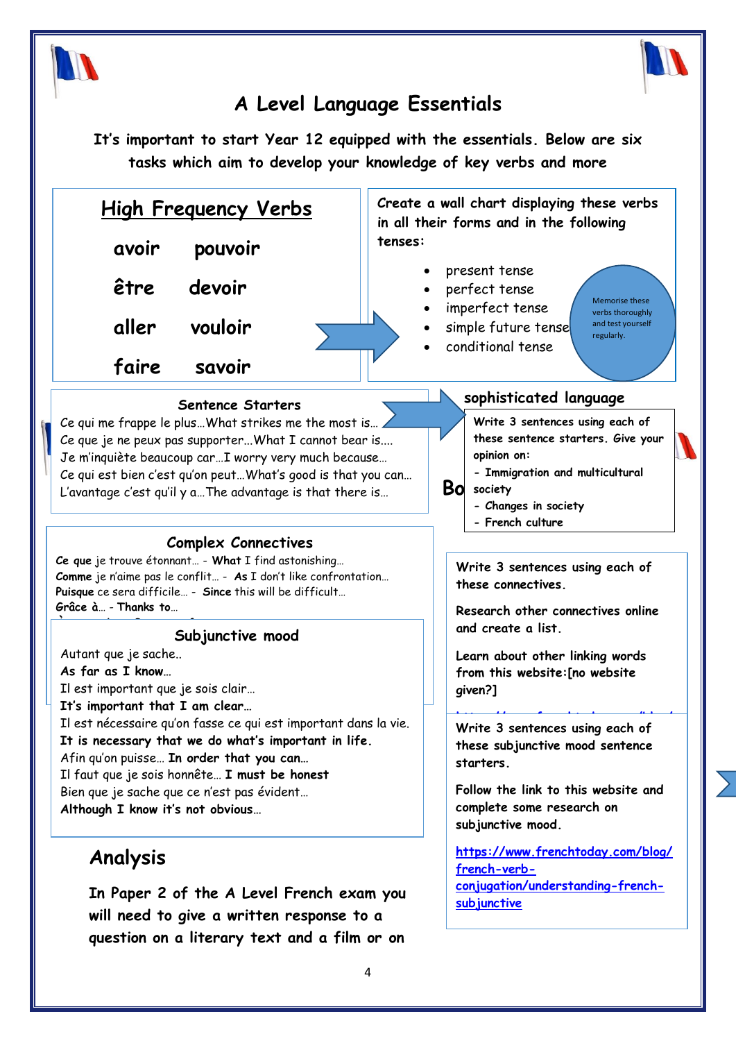# A Level Language Essentials

**It's important to start Year 12 equipped with the essentials. Below are six tasks which aim to develop your knowledge of key verbs and more**

## High Frequency Verbs

**avoir** **pouvoir**

**être** **devoir**

**aller** **vouloir**

**faire** **savoir**

Create a wall chart displaying these verbs in all their forms and in the following tenses:

- present tense
- perfect tense
- imperfect tense
- simple future tense
- conditional tense

Memorise these verbs thoroughly and test yourself regularly.

### Sentence Starters

Ce qui me frappe le plus…What strikes me the most is…
Ce que je ne peux pas supporter…What I cannot bear is….
Je m'inquiète beaucoup car…I worry very much because…
Ce qui est bien c'est qu'on peut…What's good is that you can…
L'avantage c'est qu'il y a…The advantage is that there is…

### sophisticated language

**Write 3 sentences using each of these sentence starters. Give your opinion on:**

- **Immigration and multicultural society**
- **Changes in society**
- **French culture**

### Complex Connectives

***Ce que*** je trouve étonnant… - **What** I find astonishing…
**Comme** je n'aime pas le conflit… - **As** I don't like confrontation…
**Puisque** ce sera difficile… - **Since** this will be difficult…
**Grâce à**… - **Thanks to**…

**Write 3 sentences using each of these connectives.**

**Research other connectives online and create a list.**

**Learn about other linking words from this website:[no website given?]**

### Subjunctive mood

Autant que je sache..
**As far as I know…**
Il est important que je sois clair…
**It's important that I am clear…**
Il est nécessaire qu'on fasse ce qui est important dans la vie.
**It is necessary that we do what's important in life.**
Afin qu'on puisse… **In order that you can…**
Il faut que je sois honnête… **I must be honest**
Bien que je sache que ce n'est pas évident…
**Although I know it's not obvious…**

**Write 3 sentences using each of these subjunctive mood sentence starters.**

**Follow the link to this website and complete some research on subjunctive mood.**

[https://www.frenchtoday.com/blog/french-verb-conjugation/understanding-french-subjunctive](https://www.frenchtoday.com/blog/french-verb-conjugation/understanding-french-subjunctive)

## Analysis

**In Paper 2 of the A Level French exam you will need to give a written response to a question on a literary text and a film or on**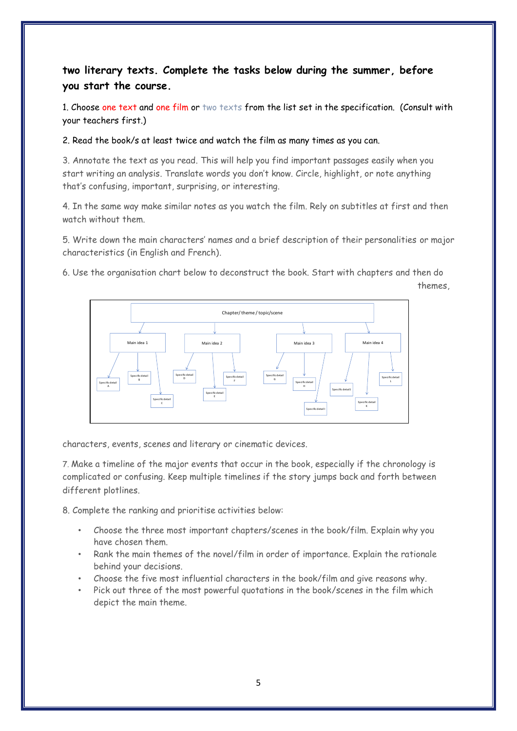**two literary texts. Complete the tasks below during the summer, before you start the course.**

1. Choose one text and one film or two texts from the list set in the specification. (Consult with your teachers first.)

2. Read the book/s at least twice and watch the film as many times as you can.

3. Annotate the text as you read. This will help you find important passages easily when you start writing an analysis. Translate words you don't know. Circle, highlight, or note anything that's confusing, important, surprising, or interesting.

4. In the same way make similar notes as you watch the film. Rely on subtitles at first and then watch without them.

5. Write down the main characters' names and a brief description of their personalities or major characteristics (in English and French).

6. Use the organisation chart below to deconstruct the book. Start with chapters and then do themes, characters, events, scenes and literary or cinematic devices.

- Chapter/ theme / topic/scene
  - Main idea 1
    - Specific detail A
    - Specific detail B
    - Specific detail C
  - Main idea 2
    - Specific detail D
    - Specific detail E
    - Specific detail F
  - Main idea 3
    - Specific detail G
    - Specific detail H
    - Specific detail I
  - Main idea 4
    - Specific detail J
    - Specific detail K
    - Specific detail L

7. Make a timeline of the major events that occur in the book, especially if the chronology is complicated or confusing. Keep multiple timelines if the story jumps back and forth between different plotlines.

8. Complete the ranking and prioritise activities below:

- Choose the three most important chapters/scenes in the book/film. Explain why you have chosen them.
- Rank the main themes of the novel/film in order of importance. Explain the rationale behind your decisions.
- Choose the five most influential characters in the book/film and give reasons why.
- Pick out three of the most powerful quotations in the book/scenes in the film which depict the main theme.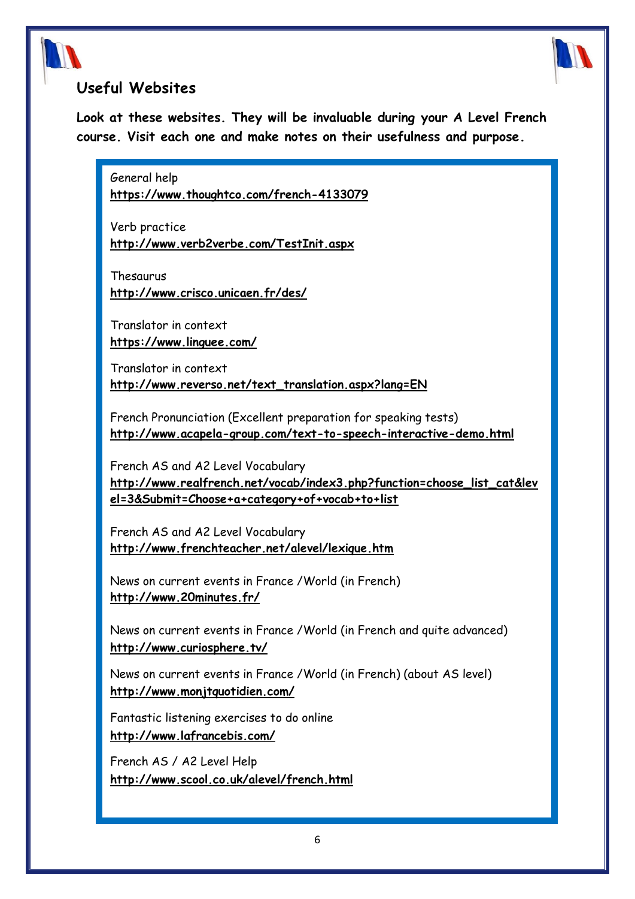## Useful Websites

**Look at these websites. They will be invaluable during your A Level French course. Visit each one and make notes on their usefulness and purpose.**

General help
**https://www.thoughtco.com/french-4133079**

Verb practice
**http://www.verb2verbe.com/TestInit.aspx**

Thesaurus
**http://www.crisco.unicaen.fr/des/**

Translator in context
**https://www.linguee.com/**

Translator in context
**http://www.reverso.net/text_translation.aspx?lang=EN**

French Pronunciation (Excellent preparation for speaking tests)
**http://www.acapela-group.com/text-to-speech-interactive-demo.html**

French AS and A2 Level Vocabulary
**http://www.realfrench.net/vocab/index3.php?function=choose_list_cat&level=3&Submit=Choose+a+category+of+vocab+to+list**

French AS and A2 Level Vocabulary
**http://www.frenchteacher.net/alevel/lexique.htm**

News on current events in France /World (in French)
**http://www.20minutes.fr/**

News on current events in France /World (in French and quite advanced)
**http://www.curiosphere.tv/**

News on current events in France /World (in French) (about AS level)
**http://www.monjtquotidien.com/**

Fantastic listening exercises to do online
**http://www.lafrancebis.com/**

French AS / A2 Level Help
**http://www.scool.co.uk/alevel/french.html**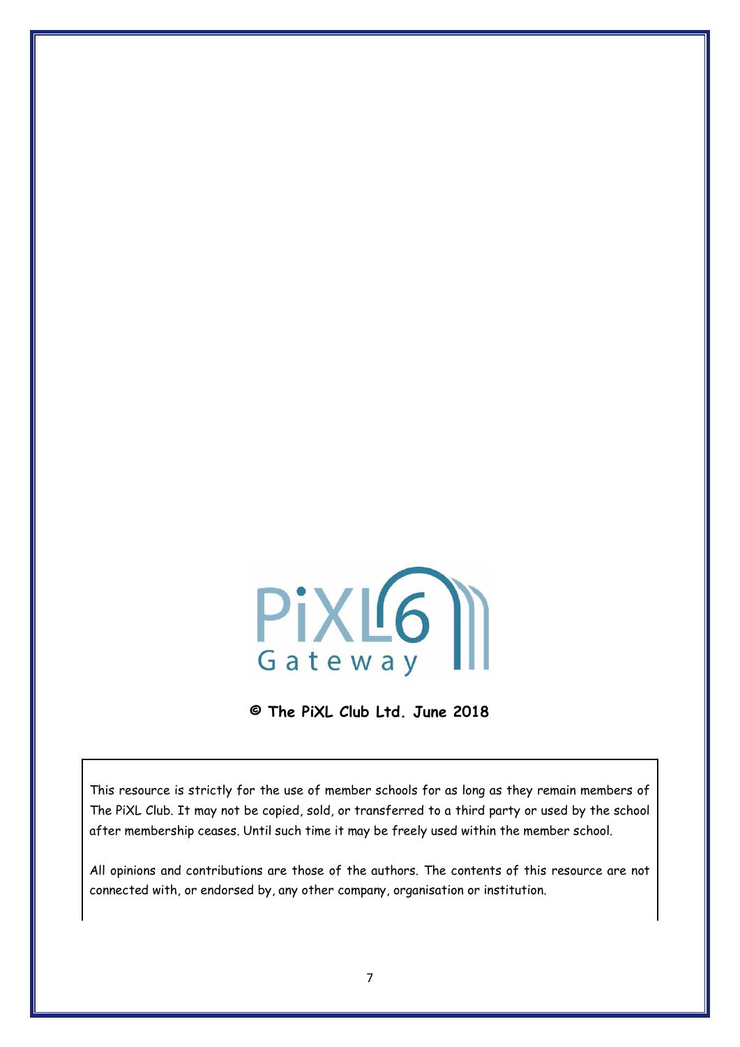**© The PiXL Club Ltd. June 2018**

This resource is strictly for the use of member schools for as long as they remain members of The PiXL Club. It may not be copied, sold, or transferred to a third party or used by the school after membership ceases. Until such time it may be freely used within the member school.

All opinions and contributions are those of the authors. The contents of this resource are not connected with, or endorsed by, any other company, organisation or institution.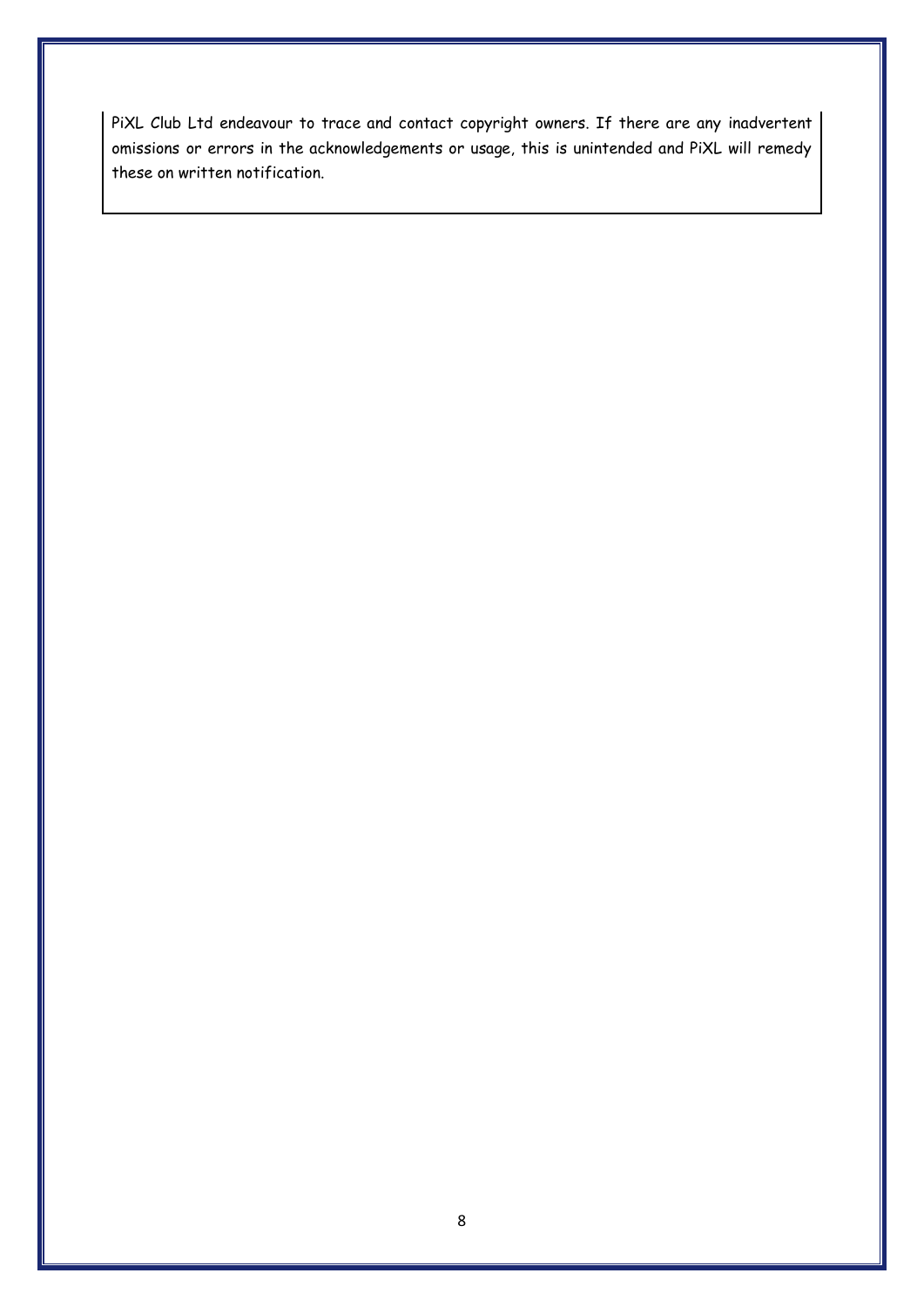PiXL Club Ltd endeavour to trace and contact copyright owners. If there are any inadvertent omissions or errors in the acknowledgements or usage, this is unintended and PiXL will remedy these on written notification.